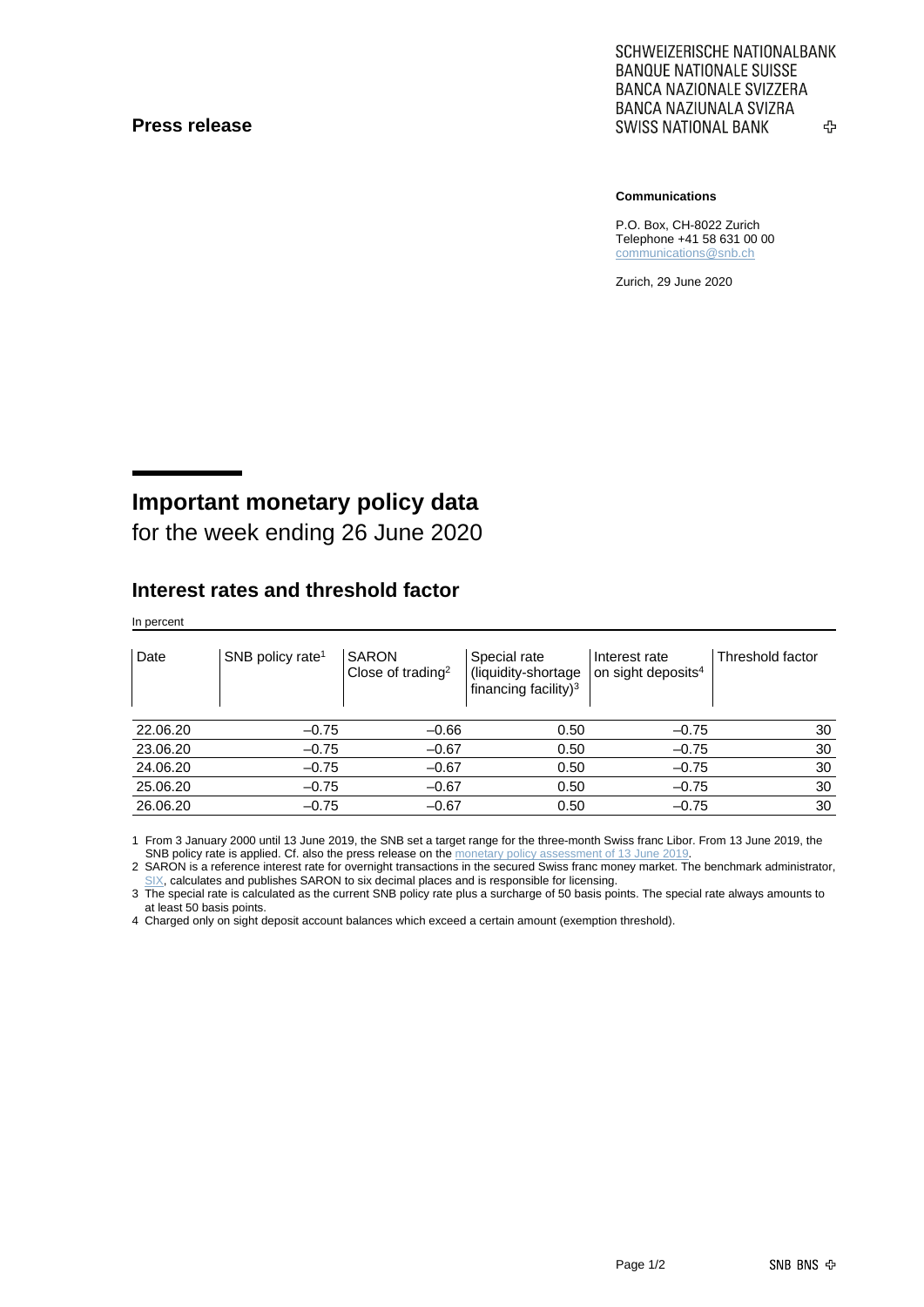**Press release**

SCHWEIZERISCHE NATIONALBANK
BANQUE NATIONALE SUISSE
BANCA NAZIONALE SVIZZERA
BANCA NAZIUNALA SVIZRA
SWISS NATIONAL BANK

**Communications**

P.O. Box, CH-8022 Zurich
Telephone +41 58 631 00 00
communications@snb.ch

Zurich, 29 June 2020

# Important monetary policy data

for the week ending 26 June 2020

## Interest rates and threshold factor

In percent

| Date | SNB policy rate[1] | SARON Close of trading[2] | Special rate (liquidity-shortage financing facility)[3] | Interest rate on sight deposits[4] | Threshold factor |
|---|---|---|---|---|---|
| 22.06.20 | –0.75 | –0.66 | 0.50 | –0.75 | 30 |
| 23.06.20 | –0.75 | –0.67 | 0.50 | –0.75 | 30 |
| 24.06.20 | –0.75 | –0.67 | 0.50 | –0.75 | 30 |
| 25.06.20 | –0.75 | –0.67 | 0.50 | –0.75 | 30 |
| 26.06.20 | –0.75 | –0.67 | 0.50 | –0.75 | 30 |

1 From 3 January 2000 until 13 June 2019, the SNB set a target range for the three-month Swiss franc Libor. From 13 June 2019, the SNB policy rate is applied. Cf. also the press release on the monetary policy assessment of 13 June 2019.
2 SARON is a reference interest rate for overnight transactions in the secured Swiss franc money market. The benchmark administrator, SIX, calculates and publishes SARON to six decimal places and is responsible for licensing.
3 The special rate is calculated as the current SNB policy rate plus a surcharge of 50 basis points. The special rate always amounts to at least 50 basis points.
4 Charged only on sight deposit account balances which exceed a certain amount (exemption threshold).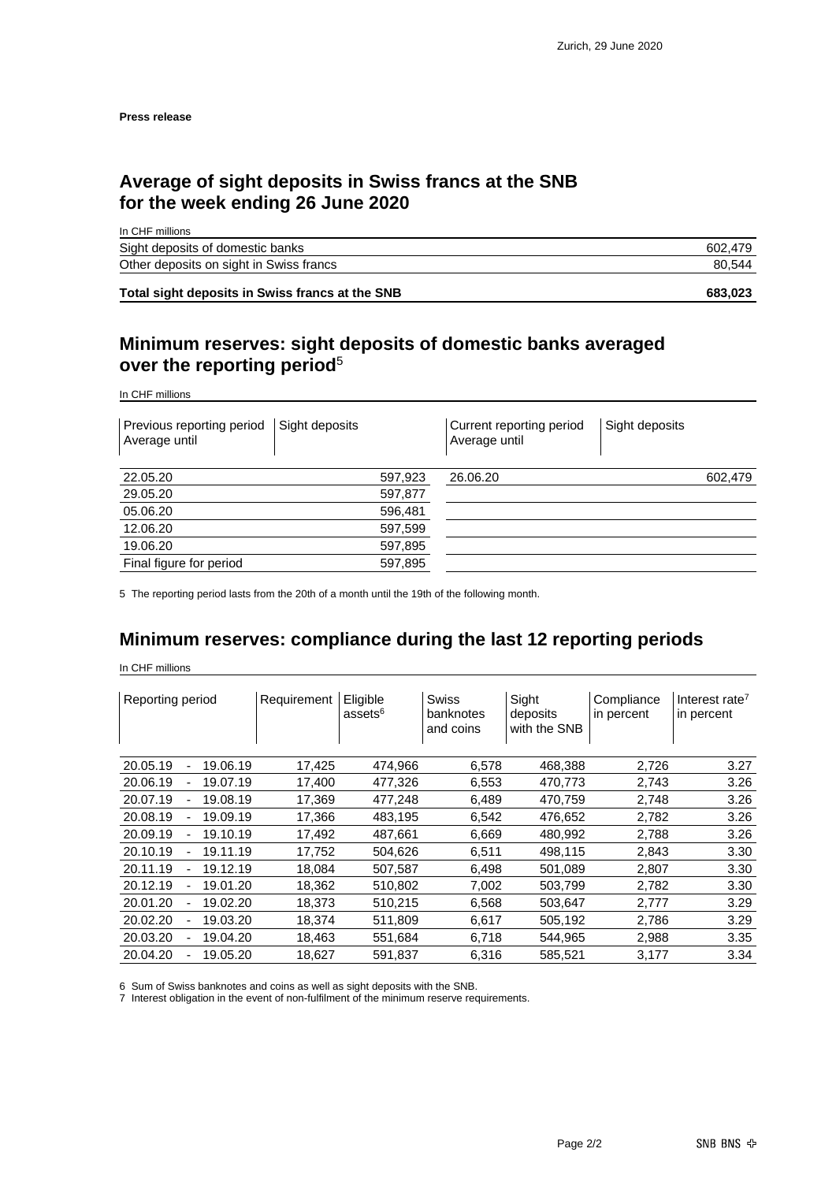Zurich, 29 June 2020

**Press release**

## Average of sight deposits in Swiss francs at the SNB for the week ending 26 June 2020

In CHF millions

| | |
|---|---|
| Sight deposits of domestic banks | 602,479 |
| Other deposits on sight in Swiss francs | 80,544 |
| **Total sight deposits in Swiss francs at the SNB** | **683,023** |

## Minimum reserves: sight deposits of domestic banks averaged over the reporting period[5]

In CHF millions

| Previous reporting period Average until | Sight deposits | Current reporting period Average until | Sight deposits |
|---|---|---|---|
| 22.05.20 | 597,923 | 26.06.20 | 602,479 |
| 29.05.20 | 597,877 | | |
| 05.06.20 | 596,481 | | |
| 12.06.20 | 597,599 | | |
| 19.06.20 | 597,895 | | |
| Final figure for period | 597,895 | | |

5 The reporting period lasts from the 20th of a month until the 19th of the following month.

## Minimum reserves: compliance during the last 12 reporting periods

In CHF millions

| Reporting period | Requirement | Eligible assets[6] | Swiss banknotes and coins | Sight deposits with the SNB | Compliance in percent | Interest rate[7] in percent |
|---|---|---|---|---|---|---|
| 20.05.19 - 19.06.19 | 17,425 | 474,966 | 6,578 | 468,388 | 2,726 | 3.27 |
| 20.06.19 - 19.07.19 | 17,400 | 477,326 | 6,553 | 470,773 | 2,743 | 3.26 |
| 20.07.19 - 19.08.19 | 17,369 | 477,248 | 6,489 | 470,759 | 2,748 | 3.26 |
| 20.08.19 - 19.09.19 | 17,366 | 483,195 | 6,542 | 476,652 | 2,782 | 3.26 |
| 20.09.19 - 19.10.19 | 17,492 | 487,661 | 6,669 | 480,992 | 2,788 | 3.26 |
| 20.10.19 - 19.11.19 | 17,752 | 504,626 | 6,511 | 498,115 | 2,843 | 3.30 |
| 20.11.19 - 19.12.19 | 18,084 | 507,587 | 6,498 | 501,089 | 2,807 | 3.30 |
| 20.12.19 - 19.01.20 | 18,362 | 510,802 | 7,002 | 503,799 | 2,782 | 3.30 |
| 20.01.20 - 19.02.20 | 18,373 | 510,215 | 6,568 | 503,647 | 2,777 | 3.29 |
| 20.02.20 - 19.03.20 | 18,374 | 511,809 | 6,617 | 505,192 | 2,786 | 3.29 |
| 20.03.20 - 19.04.20 | 18,463 | 551,684 | 6,718 | 544,965 | 2,988 | 3.35 |
| 20.04.20 - 19.05.20 | 18,627 | 591,837 | 6,316 | 585,521 | 3,177 | 3.34 |

6 Sum of Swiss banknotes and coins as well as sight deposits with the SNB.
7 Interest obligation in the event of non-fulfilment of the minimum reserve requirements.